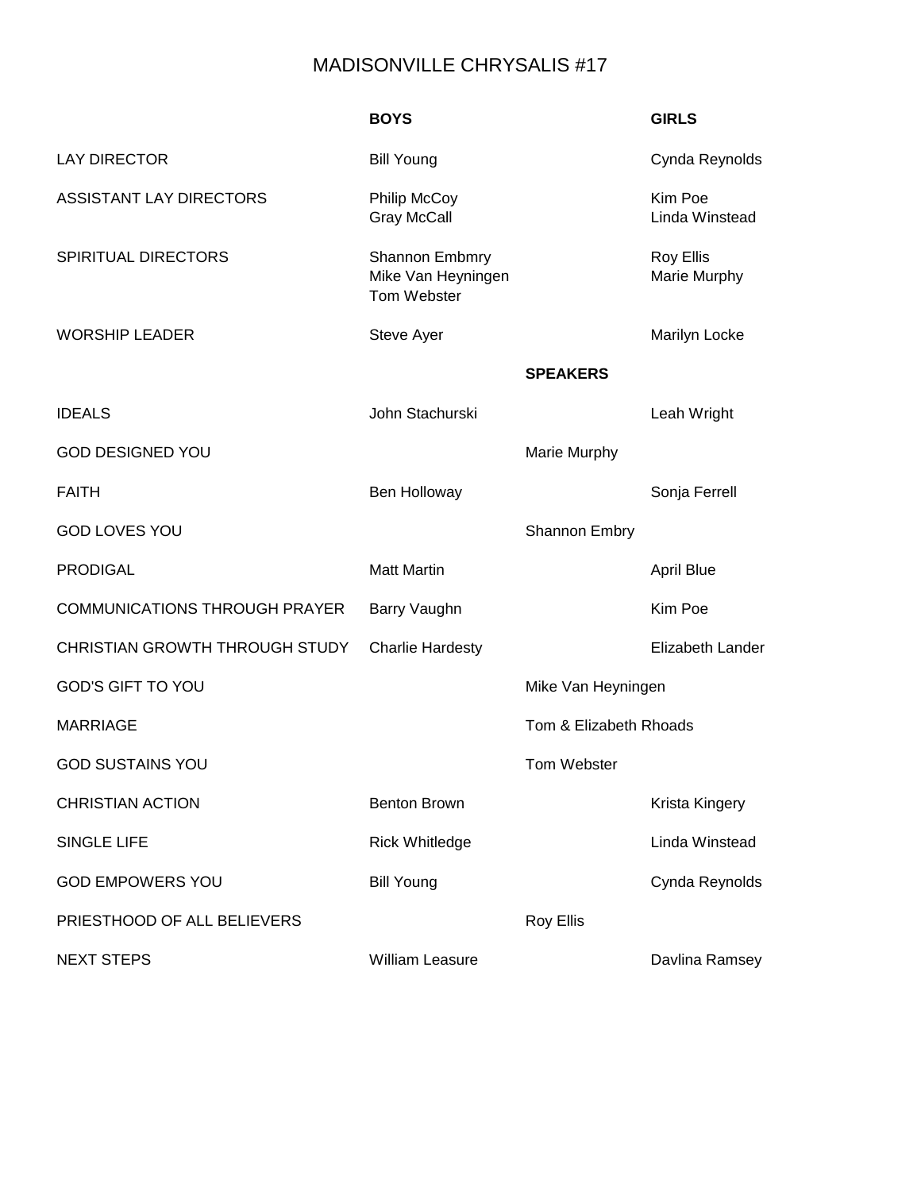# MADISONVILLE CHRYSALIS #17

| | BOYS | | GIRLS |
|---|---|---|---|
| LAY DIRECTOR | Bill Young | | Cynda Reynolds |
| ASSISTANT LAY DIRECTORS | Philip McCoy<br>Gray McCall | | Kim Poe<br>Linda Winstead |
| SPIRITUAL DIRECTORS | Shannon Embmry<br>Mike Van Heyningen<br>Tom Webster | | Roy Ellis<br>Marie Murphy |
| WORSHIP LEADER | Steve Ayer | | Marilyn Locke |
| | | **SPEAKERS** | |
| IDEALS | John Stachurski | | Leah Wright |
| GOD DESIGNED YOU | | Marie Murphy | |
| FAITH | Ben Holloway | | Sonja Ferrell |
| GOD LOVES YOU | | Shannon Embry | |
| PRODIGAL | Matt Martin | | April Blue |
| COMMUNICATIONS THROUGH PRAYER | Barry Vaughn | | Kim Poe |
| CHRISTIAN GROWTH THROUGH STUDY | Charlie Hardesty | | Elizabeth Lander |
| GOD'S GIFT TO YOU | | Mike Van Heyningen | |
| MARRIAGE | | Tom & Elizabeth Rhoads | |
| GOD SUSTAINS YOU | | Tom Webster | |
| CHRISTIAN ACTION | Benton Brown | | Krista Kingery |
| SINGLE LIFE | Rick Whitledge | | Linda Winstead |
| GOD EMPOWERS YOU | Bill Young | | Cynda Reynolds |
| PRIESTHOOD OF ALL BELIEVERS | | Roy Ellis | |
| NEXT STEPS | William Leasure | | Davlina Ramsey |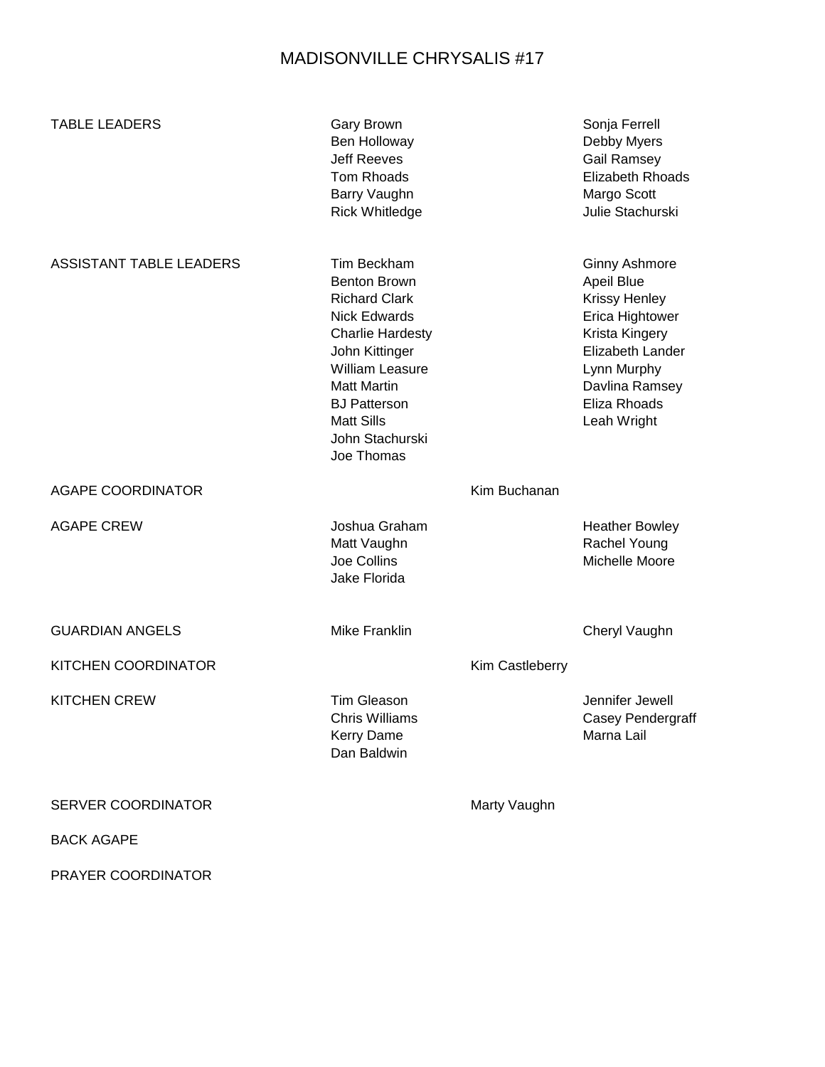# MADISONVILLE CHRYSALIS #17

| | | | |
|---|---|---|---|
| TABLE LEADERS | Gary Brown | | Sonja Ferrell |
| | Ben Holloway | | Debby Myers |
| | Jeff Reeves | | Gail Ramsey |
| | Tom Rhoads | | Elizabeth Rhoads |
| | Barry Vaughn | | Margo Scott |
| | Rick Whitledge | | Julie Stachurski |
| ASSISTANT TABLE LEADERS | Tim Beckham | | Ginny Ashmore |
| | Benton Brown | | Apeil Blue |
| | Richard Clark | | Krissy Henley |
| | Nick Edwards | | Erica Hightower |
| | Charlie Hardesty | | Krista Kingery |
| | John Kittinger | | Elizabeth Lander |
| | William Leasure | | Lynn Murphy |
| | Matt Martin | | Davlina Ramsey |
| | BJ Patterson | | Eliza Rhoads |
| | Matt Sills | | Leah Wright |
| | John Stachurski | | |
| | Joe Thomas | | |
| AGAPE COORDINATOR | | Kim Buchanan | |
| AGAPE CREW | Joshua Graham | | Heather Bowley |
| | Matt Vaughn | | Rachel Young |
| | Joe Collins | | Michelle Moore |
| | Jake Florida | | |
| GUARDIAN ANGELS | Mike Franklin | | Cheryl Vaughn |
| KITCHEN COORDINATOR | | Kim Castleberry | |
| KITCHEN CREW | Tim Gleason | | Jennifer Jewell |
| | Chris Williams | | Casey Pendergraff |
| | Kerry Dame | | Marna Lail |
| | Dan Baldwin | | |
| SERVER COORDINATOR | | Marty Vaughn | |
| BACK AGAPE | | | |
| PRAYER COORDINATOR | | | |